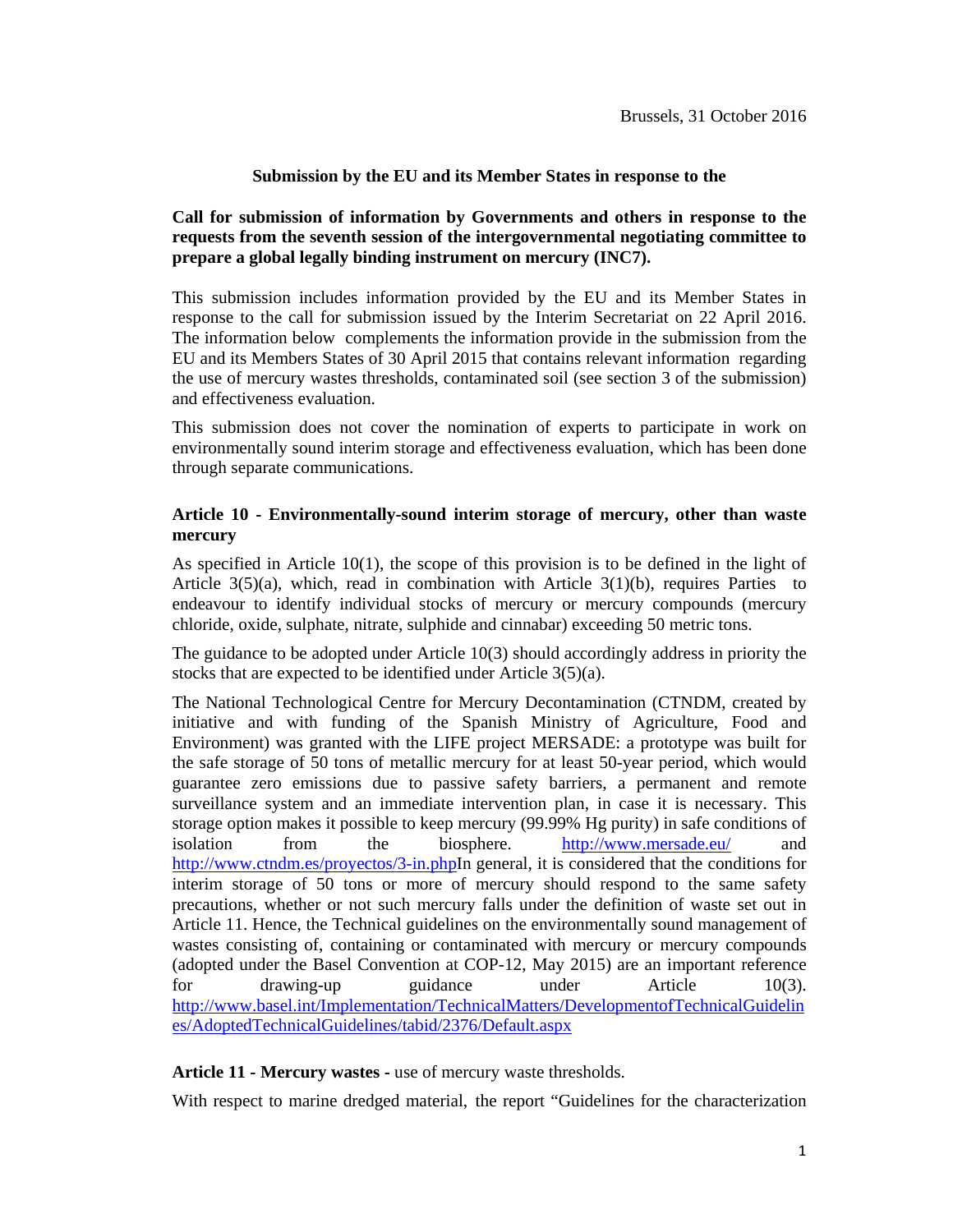Brussels, 31 October 2016

**Submission by the EU and its Member States in response to the**

**Call for submission of information by Governments and others in response to the requests from the seventh session of the intergovernmental negotiating committee to prepare a global legally binding instrument on mercury (INC7).**

This submission includes information provided by the EU and its Member States in response to the call for submission issued by the Interim Secretariat on 22 April 2016. The information below complements the information provide in the submission from the EU and its Members States of 30 April 2015 that contains relevant information regarding the use of mercury wastes thresholds, contaminated soil (see section 3 of the submission) and effectiveness evaluation.

This submission does not cover the nomination of experts to participate in work on environmentally sound interim storage and effectiveness evaluation, which has been done through separate communications.

**Article 10 - Environmentally-sound interim storage of mercury, other than waste mercury**

As specified in Article 10(1), the scope of this provision is to be defined in the light of Article 3(5)(a), which, read in combination with Article 3(1)(b), requires Parties to endeavour to identify individual stocks of mercury or mercury compounds (mercury chloride, oxide, sulphate, nitrate, sulphide and cinnabar) exceeding 50 metric tons.

The guidance to be adopted under Article 10(3) should accordingly address in priority the stocks that are expected to be identified under Article 3(5)(a).

The National Technological Centre for Mercury Decontamination (CTNDM, created by initiative and with funding of the Spanish Ministry of Agriculture, Food and Environment) was granted with the LIFE project MERSADE: a prototype was built for the safe storage of 50 tons of metallic mercury for at least 50-year period, which would guarantee zero emissions due to passive safety barriers, a permanent and remote surveillance system and an immediate intervention plan, in case it is necessary. This storage option makes it possible to keep mercury (99.99% Hg purity) in safe conditions of isolation from the biosphere. http://www.mersade.eu/ and http://www.ctndm.es/proyectos/3-in.phpIn general, it is considered that the conditions for interim storage of 50 tons or more of mercury should respond to the same safety precautions, whether or not such mercury falls under the definition of waste set out in Article 11. Hence, the Technical guidelines on the environmentally sound management of wastes consisting of, containing or contaminated with mercury or mercury compounds (adopted under the Basel Convention at COP-12, May 2015) are an important reference for drawing-up guidance under Article 10(3). http://www.basel.int/Implementation/TechnicalMatters/DevelopmentofTechnicalGuidelines/AdoptedTechnicalGuidelines/tabid/2376/Default.aspx

**Article 11 - Mercury wastes -** use of mercury waste thresholds.

With respect to marine dredged material, the report "Guidelines for the characterization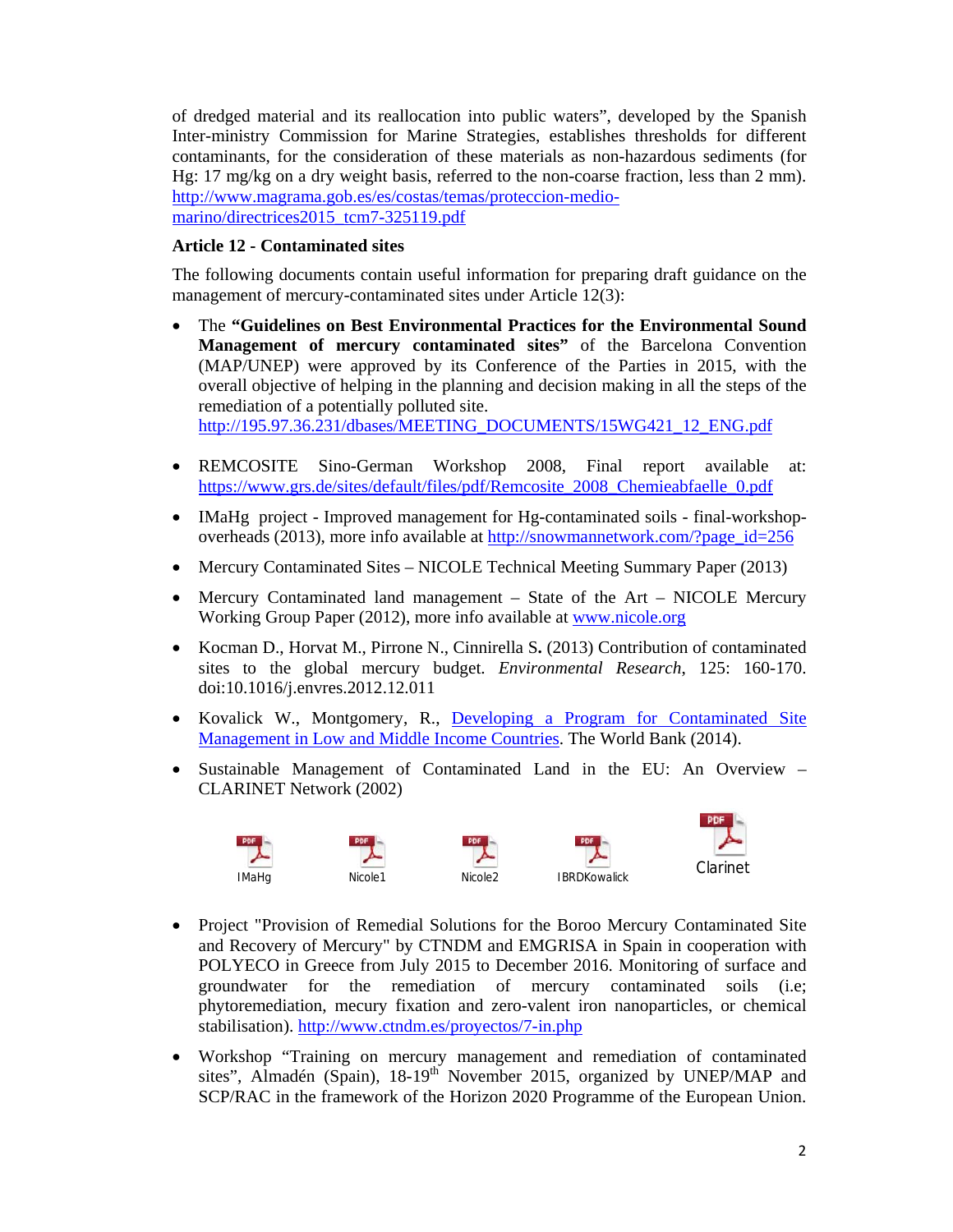of dredged material and its reallocation into public waters", developed by the Spanish Inter-ministry Commission for Marine Strategies, establishes thresholds for different contaminants, for the consideration of these materials as non-hazardous sediments (for Hg: 17 mg/kg on a dry weight basis, referred to the non-coarse fraction, less than 2 mm). [http://www.magrama.gob.es/es/costas/temas/proteccion-medio-marino/directrices2015_tcm7-325119.pdf](http://www.magrama.gob.es/es/costas/temas/proteccion-medio-marino/directrices2015_tcm7-325119.pdf)

**Article 12 - Contaminated sites**

The following documents contain useful information for preparing draft guidance on the management of mercury-contaminated sites under Article 12(3):

- The **"Guidelines on Best Environmental Practices for the Environmental Sound Management of mercury contaminated sites"** of the Barcelona Convention (MAP/UNEP) were approved by its Conference of the Parties in 2015, with the overall objective of helping in the planning and decision making in all the steps of the remediation of a potentially polluted site. [http://195.97.36.231/dbases/MEETING_DOCUMENTS/15WG421_12_ENG.pdf](http://195.97.36.231/dbases/MEETING_DOCUMENTS/15WG421_12_ENG.pdf)

- REMCOSITE Sino-German Workshop 2008, Final report available at: [https://www.grs.de/sites/default/files/pdf/Remcosite_2008_Chemieabfaelle_0.pdf](https://www.grs.de/sites/default/files/pdf/Remcosite_2008_Chemieabfaelle_0.pdf)

- IMaHg project - Improved management for Hg-contaminated soils - final-workshop-overheads (2013), more info available at [http://snowmannetwork.com/?page_id=256](http://snowmannetwork.com/?page_id=256)

- Mercury Contaminated Sites – NICOLE Technical Meeting Summary Paper (2013)

- Mercury Contaminated land management – State of the Art – NICOLE Mercury Working Group Paper (2012), more info available at [www.nicole.org](www.nicole.org)

- Kocman D., Horvat M., Pirrone N., Cinnirella S**.** (2013) Contribution of contaminated sites to the global mercury budget. *Environmental Research*, 125: 160-170. doi:10.1016/j.envres.2012.12.011

- Kovalick W., Montgomery, R., Developing a Program for Contaminated Site Management in Low and Middle Income Countries. The World Bank (2014).

- Sustainable Management of Contaminated Land in the EU: An Overview – CLARINET Network (2002)

IMaHg | Nicole1 | Nicole2 | IBRDKowalick | Clarinet

- Project "Provision of Remedial Solutions for the Boroo Mercury Contaminated Site and Recovery of Mercury" by CTNDM and EMGRISA in Spain in cooperation with POLYECO in Greece from July 2015 to December 2016. Monitoring of surface and groundwater for the remediation of mercury contaminated soils (i.e; phytoremediation, mecury fixation and zero-valent iron nanoparticles, or chemical stabilisation). [http://www.ctndm.es/proyectos/7-in.php](http://www.ctndm.es/proyectos/7-in.php)

- Workshop "Training on mercury management and remediation of contaminated sites", Almadén (Spain), 18-19th November 2015, organized by UNEP/MAP and SCP/RAC in the framework of the Horizon 2020 Programme of the European Union.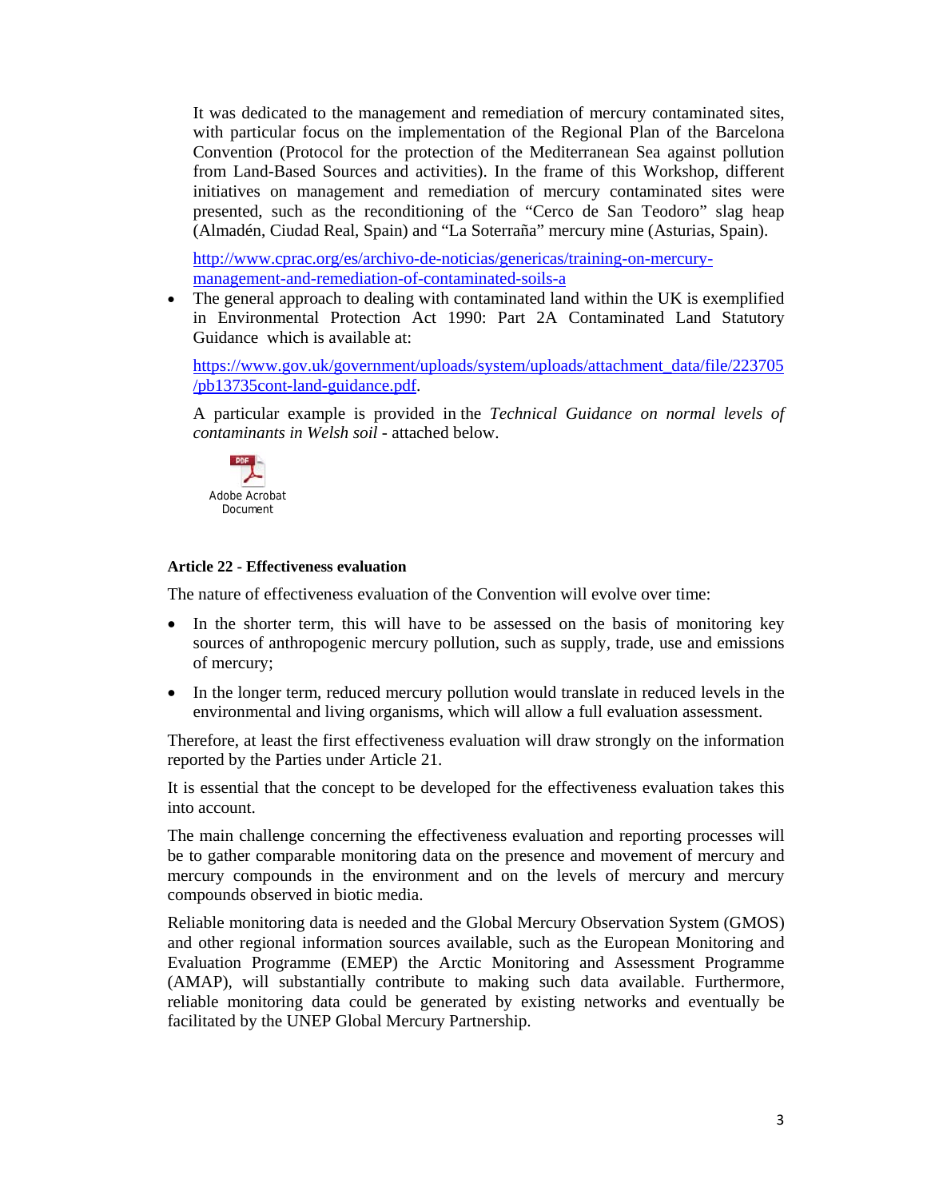It was dedicated to the management and remediation of mercury contaminated sites, with particular focus on the implementation of the Regional Plan of the Barcelona Convention (Protocol for the protection of the Mediterranean Sea against pollution from Land-Based Sources and activities). In the frame of this Workshop, different initiatives on management and remediation of mercury contaminated sites were presented, such as the reconditioning of the "Cerco de San Teodoro" slag heap (Almadén, Ciudad Real, Spain) and "La Soterraña" mercury mine (Asturias, Spain).

http://www.cprac.org/es/archivo-de-noticias/genericas/training-on-mercury-management-and-remediation-of-contaminated-soils-a

- The general approach to dealing with contaminated land within the UK is exemplified in Environmental Protection Act 1990: Part 2A Contaminated Land Statutory Guidance which is available at:

  https://www.gov.uk/government/uploads/system/uploads/attachment_data/file/223705/pb13735cont-land-guidance.pdf.

  A particular example is provided in the *Technical Guidance on normal levels of contaminants in Welsh soil* - attached below.

  Adobe Acrobat Document

**Article 22 - Effectiveness evaluation**

The nature of effectiveness evaluation of the Convention will evolve over time:

- In the shorter term, this will have to be assessed on the basis of monitoring key sources of anthropogenic mercury pollution, such as supply, trade, use and emissions of mercury;
- In the longer term, reduced mercury pollution would translate in reduced levels in the environmental and living organisms, which will allow a full evaluation assessment.

Therefore, at least the first effectiveness evaluation will draw strongly on the information reported by the Parties under Article 21.

It is essential that the concept to be developed for the effectiveness evaluation takes this into account.

The main challenge concerning the effectiveness evaluation and reporting processes will be to gather comparable monitoring data on the presence and movement of mercury and mercury compounds in the environment and on the levels of mercury and mercury compounds observed in biotic media.

Reliable monitoring data is needed and the Global Mercury Observation System (GMOS) and other regional information sources available, such as the European Monitoring and Evaluation Programme (EMEP) the Arctic Monitoring and Assessment Programme (AMAP), will substantially contribute to making such data available. Furthermore, reliable monitoring data could be generated by existing networks and eventually be facilitated by the UNEP Global Mercury Partnership.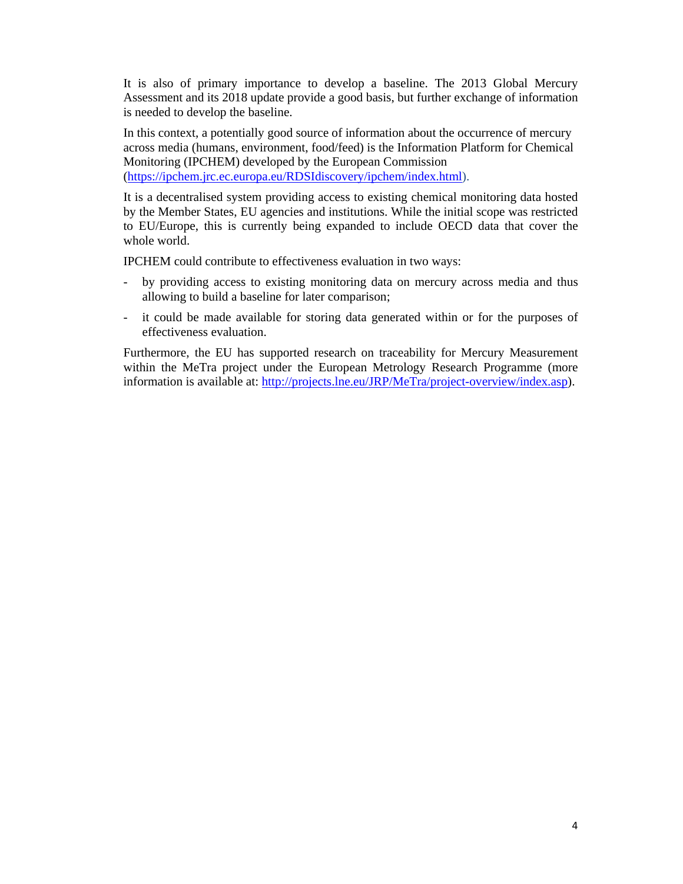It is also of primary importance to develop a baseline. The 2013 Global Mercury Assessment and its 2018 update provide a good basis, but further exchange of information is needed to develop the baseline.

In this context, a potentially good source of information about the occurrence of mercury across media (humans, environment, food/feed) is the Information Platform for Chemical Monitoring (IPCHEM) developed by the European Commission (https://ipchem.jrc.ec.europa.eu/RDSIdiscovery/ipchem/index.html).

It is a decentralised system providing access to existing chemical monitoring data hosted by the Member States, EU agencies and institutions. While the initial scope was restricted to EU/Europe, this is currently being expanded to include OECD data that cover the whole world.

IPCHEM could contribute to effectiveness evaluation in two ways:

- by providing access to existing monitoring data on mercury across media and thus allowing to build a baseline for later comparison;
- it could be made available for storing data generated within or for the purposes of effectiveness evaluation.

Furthermore, the EU has supported research on traceability for Mercury Measurement within the MeTra project under the European Metrology Research Programme (more information is available at: http://projects.lne.eu/JRP/MeTra/project-overview/index.asp).